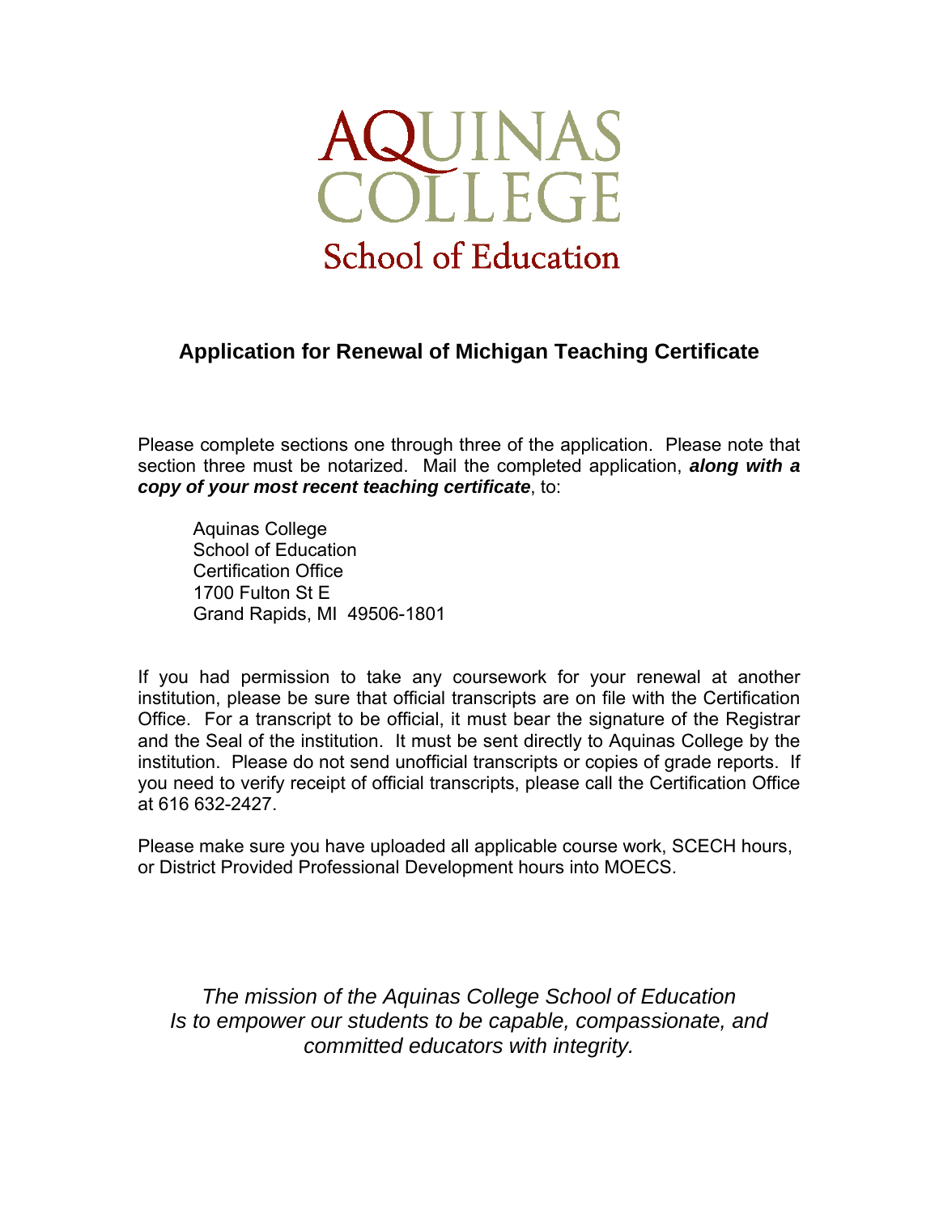# AQUINAS COLLEGE

## School of Education

## Application for Renewal of Michigan Teaching Certificate

Please complete sections one through three of the application. Please note that section three must be notarized. Mail the completed application, ***along with a copy of your most recent teaching certificate***, to:

Aquinas College
School of Education
Certification Office
1700 Fulton St E
Grand Rapids, MI 49506-1801

If you had permission to take any coursework for your renewal at another institution, please be sure that official transcripts are on file with the Certification Office. For a transcript to be official, it must bear the signature of the Registrar and the Seal of the institution. It must be sent directly to Aquinas College by the institution. Please do not send unofficial transcripts or copies of grade reports. If you need to verify receipt of official transcripts, please call the Certification Office at 616 632-2427.

Please make sure you have uploaded all applicable course work, SCECH hours, or District Provided Professional Development hours into MOECS.

*The mission of the Aquinas College School of Education*
*Is to empower our students to be capable, compassionate, and committed educators with integrity.*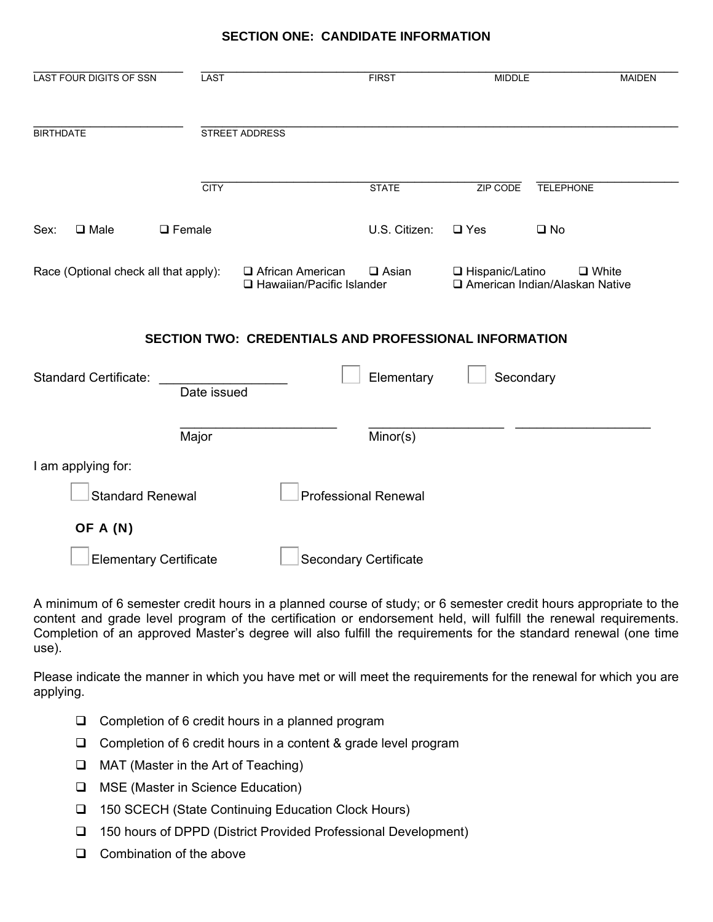## SECTION ONE: CANDIDATE INFORMATION

| ____________________ | ____________________ | ____________________ | ____________________ | ____________________ |
|---|---|---|---|---|
| LAST FOUR DIGITS OF SSN | LAST | FIRST | MIDDLE | MAIDEN |

____________________ ________________________________________

BIRTHDATE STREET ADDRESS

| ____________________ | ____________________ | ____________________ | ____________________ |
|---|---|---|---|
| CITY | STATE | ZIP CODE | TELEPHONE |

Sex: ☐ Male ☐ Female U.S. Citizen: ☐ Yes ☐ No

Race (Optional check all that apply): ☐ African American ☐ Asian ☐ Hispanic/Latino ☐ White ☐ Hawaiian/Pacific Islander ☐ American Indian/Alaskan Native

## SECTION TWO: CREDENTIALS AND PROFESSIONAL INFORMATION

Standard Certificate: ____________________ ☐ Elementary ☐ Secondary

Date issued

____________________ ____________________ ____________________

Major Minor(s)

I am applying for:

☐ Standard Renewal ☐ Professional Renewal

**OF A (N)**

☐ Elementary Certificate ☐ Secondary Certificate

A minimum of 6 semester credit hours in a planned course of study; or 6 semester credit hours appropriate to the content and grade level program of the certification or endorsement held, will fulfill the renewal requirements. Completion of an approved Master's degree will also fulfill the requirements for the standard renewal (one time use).

Please indicate the manner in which you have met or will meet the requirements for the renewal for which you are applying.

- ☐ Completion of 6 credit hours in a planned program
- ☐ Completion of 6 credit hours in a content & grade level program
- ☐ MAT (Master in the Art of Teaching)
- ☐ MSE (Master in Science Education)
- ☐ 150 SCECH (State Continuing Education Clock Hours)
- ☐ 150 hours of DPPD (District Provided Professional Development)
- ☐ Combination of the above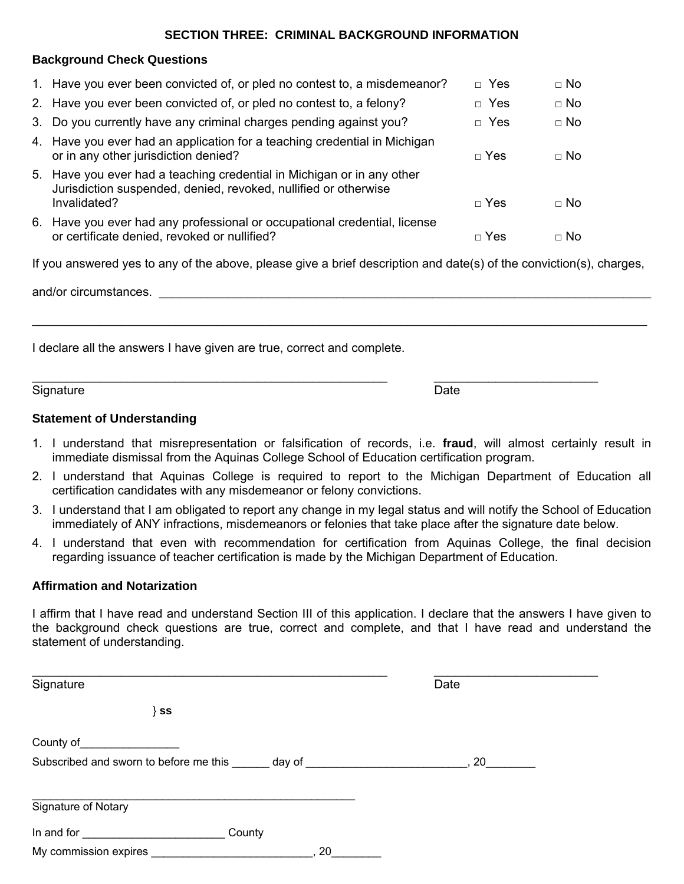## SECTION THREE: CRIMINAL BACKGROUND INFORMATION

### Background Check Questions

1. Have you ever been convicted of, or pled no contest to, a misdemeanor? □ Yes □ No
2. Have you ever been convicted of, or pled no contest to, a felony? □ Yes □ No
3. Do you currently have any criminal charges pending against you? □ Yes □ No
4. Have you ever had an application for a teaching credential in Michigan or in any other jurisdiction denied? □ Yes □ No
5. Have you ever had a teaching credential in Michigan or in any other Jurisdiction suspended, denied, revoked, nullified or otherwise Invalidated? □ Yes □ No
6. Have you ever had any professional or occupational credential, license or certificate denied, revoked or nullified? □ Yes □ No

If you answered yes to any of the above, please give a brief description and date(s) of the conviction(s), charges,

and/or circumstances. ______________________________________________________________________

______________________________________________________________________________________

I declare all the answers I have given are true, correct and complete.

______________________________________________ ______________________

Signature Date

### Statement of Understanding

1. I understand that misrepresentation or falsification of records, i.e. **fraud**, will almost certainly result in immediate dismissal from the Aquinas College School of Education certification program.
2. I understand that Aquinas College is required to report to the Michigan Department of Education all certification candidates with any misdemeanor or felony convictions.
3. I understand that I am obligated to report any change in my legal status and will notify the School of Education immediately of ANY infractions, misdemeanors or felonies that take place after the signature date below.
4. I understand that even with recommendation for certification from Aquinas College, the final decision regarding issuance of teacher certification is made by the Michigan Department of Education.

### Affirmation and Notarization

I affirm that I have read and understand Section III of this application. I declare that the answers I have given to the background check questions are true, correct and complete, and that I have read and understand the statement of understanding.

______________________________________________ ______________________

Signature Date

} **ss**

County of________________

Subscribed and sworn to before me this ______ day of _________________________, 20________

______________________________________________

Signature of Notary

In and for _______________________ County

My commission expires __________________________, 20________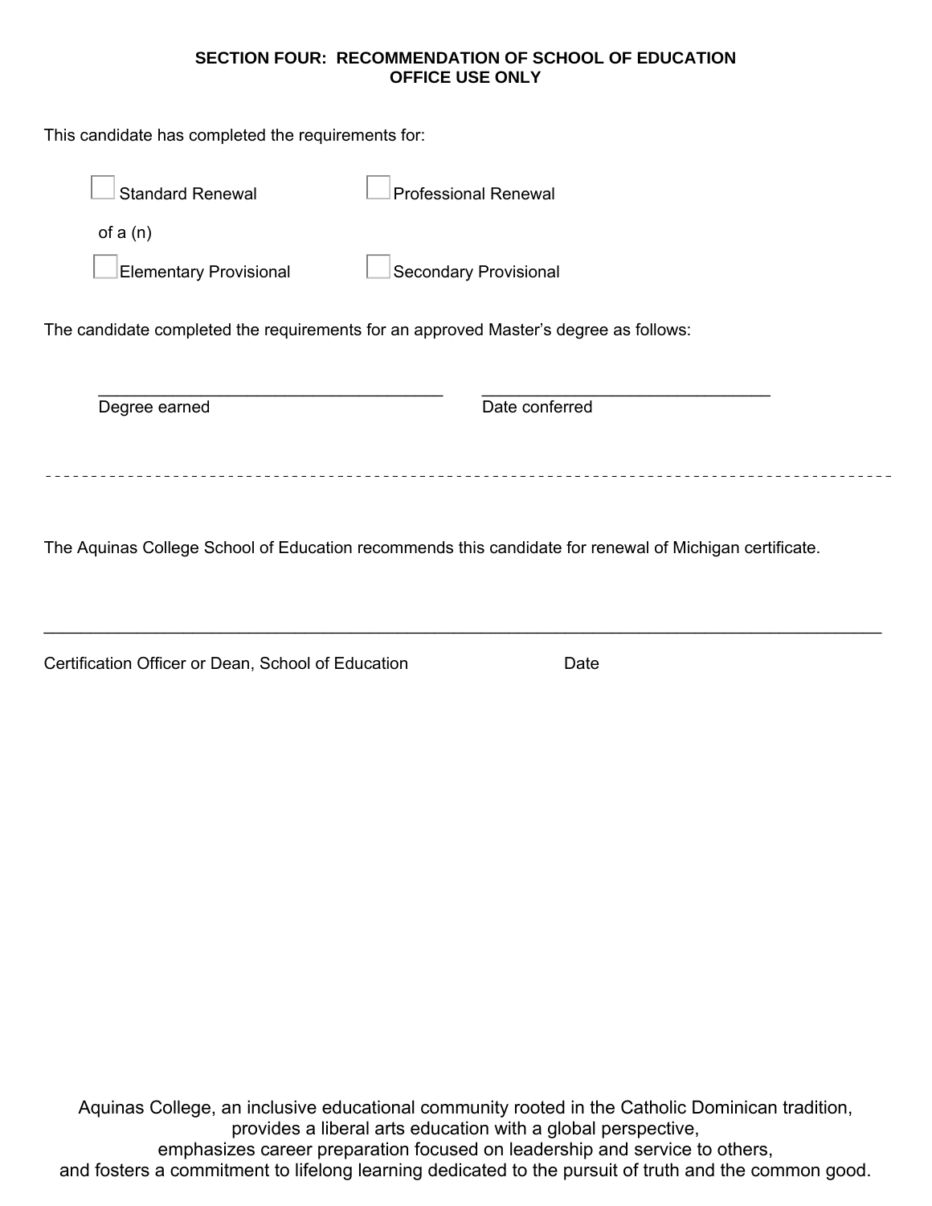## SECTION FOUR: RECOMMENDATION OF SCHOOL OF EDUCATION
## OFFICE USE ONLY

This candidate has completed the requirements for:

☐ Standard Renewal ☐ Professional Renewal

of a (n)

☐ Elementary Provisional ☐ Secondary Provisional

The candidate completed the requirements for an approved Master's degree as follows:

_______________________________________ _________________________________

Degree earned Date conferred

---

The Aquinas College School of Education recommends this candidate for renewal of Michigan certificate.

_____________________________________________________________________________________

Certification Officer or Dean, School of Education Date

Aquinas College, an inclusive educational community rooted in the Catholic Dominican tradition, provides a liberal arts education with a global perspective, emphasizes career preparation focused on leadership and service to others, and fosters a commitment to lifelong learning dedicated to the pursuit of truth and the common good.